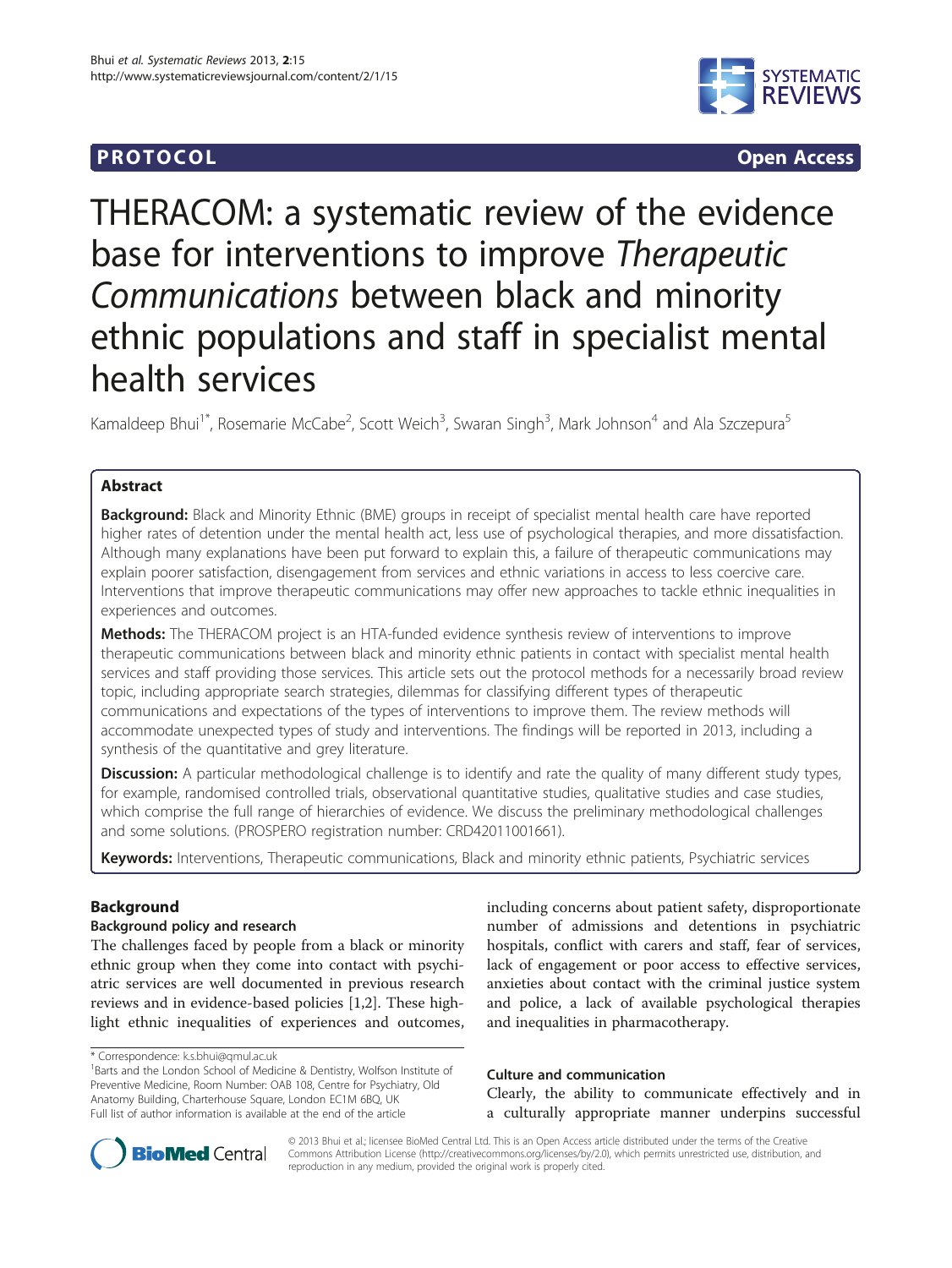**PROTOCOL** **Open Access**

# THERACOM: a systematic review of the evidence base for interventions to improve *Therapeutic Communications* between black and minority ethnic populations and staff in specialist mental health services

Kamaldeep Bhui[1*], Rosemarie McCabe[2], Scott Weich[3], Swaran Singh[3], Mark Johnson[4] and Ala Szczepura[5]

## Abstract

**Background:** Black and Minority Ethnic (BME) groups in receipt of specialist mental health care have reported higher rates of detention under the mental health act, less use of psychological therapies, and more dissatisfaction. Although many explanations have been put forward to explain this, a failure of therapeutic communications may explain poorer satisfaction, disengagement from services and ethnic variations in access to less coercive care. Interventions that improve therapeutic communications may offer new approaches to tackle ethnic inequalities in experiences and outcomes.

**Methods:** The THERACOM project is an HTA-funded evidence synthesis review of interventions to improve therapeutic communications between black and minority ethnic patients in contact with specialist mental health services and staff providing those services. This article sets out the protocol methods for a necessarily broad review topic, including appropriate search strategies, dilemmas for classifying different types of therapeutic communications and expectations of the types of interventions to improve them. The review methods will accommodate unexpected types of study and interventions. The findings will be reported in 2013, including a synthesis of the quantitative and grey literature.

**Discussion:** A particular methodological challenge is to identify and rate the quality of many different study types, for example, randomised controlled trials, observational quantitative studies, qualitative studies and case studies, which comprise the full range of hierarchies of evidence. We discuss the preliminary methodological challenges and some solutions. (PROSPERO registration number: CRD42011001661).

**Keywords:** Interventions, Therapeutic communications, Black and minority ethnic patients, Psychiatric services

## Background

### Background policy and research

The challenges faced by people from a black or minority ethnic group when they come into contact with psychiatric services are well documented in previous research reviews and in evidence-based policies [1,2]. These highlight ethnic inequalities of experiences and outcomes, including concerns about patient safety, disproportionate number of admissions and detentions in psychiatric hospitals, conflict with carers and staff, fear of services, lack of engagement or poor access to effective services, anxieties about contact with the criminal justice system and police, a lack of available psychological therapies and inequalities in pharmacotherapy.

### Culture and communication

Clearly, the ability to communicate effectively and in a culturally appropriate manner underpins successful

\* Correspondence: k.s.bhui@qmul.ac.uk

[1]Barts and the London School of Medicine & Dentistry, Wolfson Institute of Preventive Medicine, Room Number: OAB 108, Centre for Psychiatry, Old Anatomy Building, Charterhouse Square, London EC1M 6BQ, UK

Full list of author information is available at the end of the article

© 2013 Bhui et al.; licensee BioMed Central Ltd. This is an Open Access article distributed under the terms of the Creative Commons Attribution License (http://creativecommons.org/licenses/by/2.0), which permits unrestricted use, distribution, and reproduction in any medium, provided the original work is properly cited.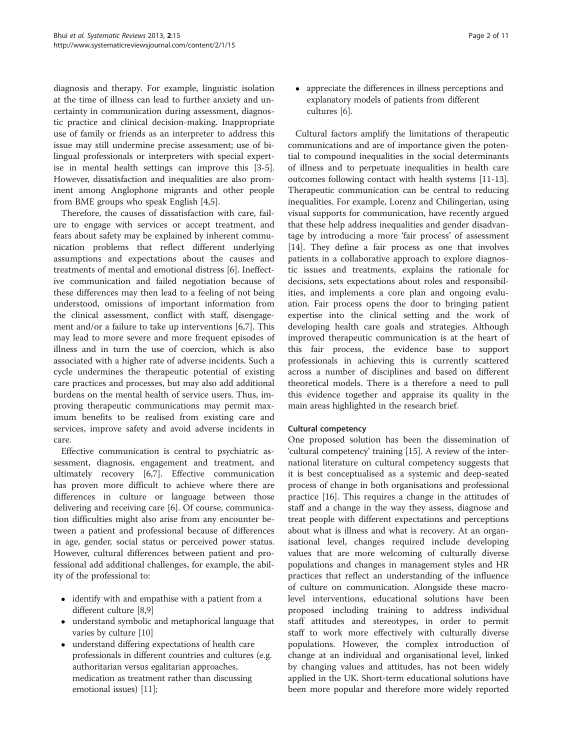diagnosis and therapy. For example, linguistic isolation at the time of illness can lead to further anxiety and uncertainty in communication during assessment, diagnostic practice and clinical decision-making. Inappropriate use of family or friends as an interpreter to address this issue may still undermine precise assessment; use of bilingual professionals or interpreters with special expertise in mental health settings can improve this [3-5]. However, dissatisfaction and inequalities are also prominent among Anglophone migrants and other people from BME groups who speak English [4,5].

Therefore, the causes of dissatisfaction with care, failure to engage with services or accept treatment, and fears about safety may be explained by inherent communication problems that reflect different underlying assumptions and expectations about the causes and treatments of mental and emotional distress [6]. Ineffective communication and failed negotiation because of these differences may then lead to a feeling of not being understood, omissions of important information from the clinical assessment, conflict with staff, disengagement and/or a failure to take up interventions [6,7]. This may lead to more severe and more frequent episodes of illness and in turn the use of coercion, which is also associated with a higher rate of adverse incidents. Such a cycle undermines the therapeutic potential of existing care practices and processes, but may also add additional burdens on the mental health of service users. Thus, improving therapeutic communications may permit maximum benefits to be realised from existing care and services, improve safety and avoid adverse incidents in care.

Effective communication is central to psychiatric assessment, diagnosis, engagement and treatment, and ultimately recovery [6,7]. Effective communication has proven more difficult to achieve where there are differences in culture or language between those delivering and receiving care [6]. Of course, communication difficulties might also arise from any encounter between a patient and professional because of differences in age, gender, social status or perceived power status. However, cultural differences between patient and professional add additional challenges, for example, the ability of the professional to:

- identify with and empathise with a patient from a different culture [8,9]
- understand symbolic and metaphorical language that varies by culture [10]
- understand differing expectations of health care professionals in different countries and cultures (e.g. authoritarian versus egalitarian approaches, medication as treatment rather than discussing emotional issues) [11];
- appreciate the differences in illness perceptions and explanatory models of patients from different cultures [6].

Cultural factors amplify the limitations of therapeutic communications and are of importance given the potential to compound inequalities in the social determinants of illness and to perpetuate inequalities in health care outcomes following contact with health systems [11-13]. Therapeutic communication can be central to reducing inequalities. For example, Lorenz and Chilingerian, using visual supports for communication, have recently argued that these help address inequalities and gender disadvantage by introducing a more 'fair process' of assessment [14]. They define a fair process as one that involves patients in a collaborative approach to explore diagnostic issues and treatments, explains the rationale for decisions, sets expectations about roles and responsibilities, and implements a core plan and ongoing evaluation. Fair process opens the door to bringing patient expertise into the clinical setting and the work of developing health care goals and strategies. Although improved therapeutic communication is at the heart of this fair process, the evidence base to support professionals in achieving this is currently scattered across a number of disciplines and based on different theoretical models. There is a therefore a need to pull this evidence together and appraise its quality in the main areas highlighted in the research brief.

### Cultural competency

One proposed solution has been the dissemination of 'cultural competency' training [15]. A review of the international literature on cultural competency suggests that it is best conceptualised as a systemic and deep-seated process of change in both organisations and professional practice [16]. This requires a change in the attitudes of staff and a change in the way they assess, diagnose and treat people with different expectations and perceptions about what is illness and what is recovery. At an organisational level, changes required include developing values that are more welcoming of culturally diverse populations and changes in management styles and HR practices that reflect an understanding of the influence of culture on communication. Alongside these macro-level interventions, educational solutions have been proposed including training to address individual staff attitudes and stereotypes, in order to permit staff to work more effectively with culturally diverse populations. However, the complex introduction of change at an individual and organisational level, linked by changing values and attitudes, has not been widely applied in the UK. Short-term educational solutions have been more popular and therefore more widely reported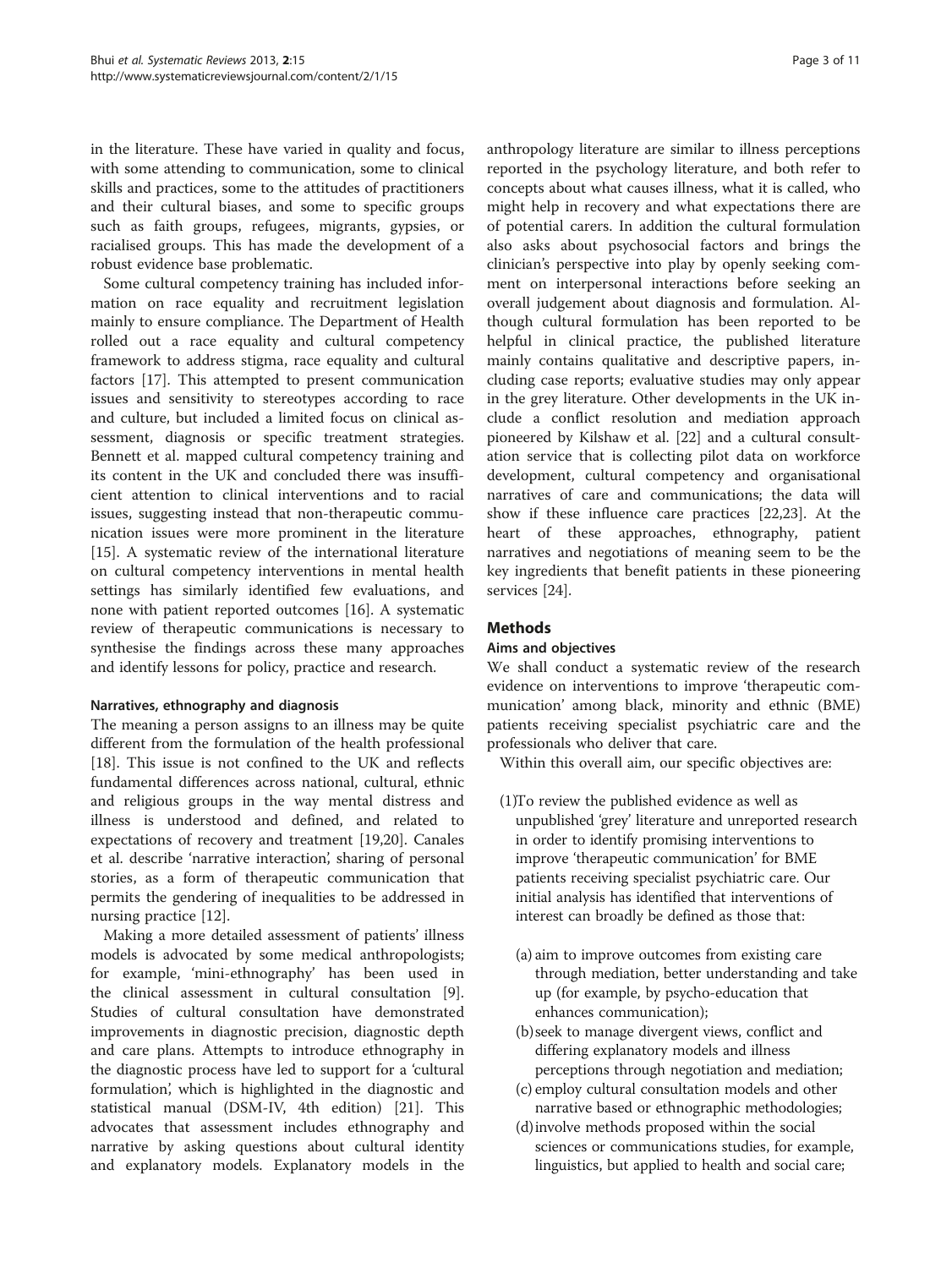in the literature. These have varied in quality and focus, with some attending to communication, some to clinical skills and practices, some to the attitudes of practitioners and their cultural biases, and some to specific groups such as faith groups, refugees, migrants, gypsies, or racialised groups. This has made the development of a robust evidence base problematic.

Some cultural competency training has included information on race equality and recruitment legislation mainly to ensure compliance. The Department of Health rolled out a race equality and cultural competency framework to address stigma, race equality and cultural factors [17]. This attempted to present communication issues and sensitivity to stereotypes according to race and culture, but included a limited focus on clinical assessment, diagnosis or specific treatment strategies. Bennett et al. mapped cultural competency training and its content in the UK and concluded there was insufficient attention to clinical interventions and to racial issues, suggesting instead that non-therapeutic communication issues were more prominent in the literature [15]. A systematic review of the international literature on cultural competency interventions in mental health settings has similarly identified few evaluations, and none with patient reported outcomes [16]. A systematic review of therapeutic communications is necessary to synthesise the findings across these many approaches and identify lessons for policy, practice and research.

### Narratives, ethnography and diagnosis

The meaning a person assigns to an illness may be quite different from the formulation of the health professional [18]. This issue is not confined to the UK and reflects fundamental differences across national, cultural, ethnic and religious groups in the way mental distress and illness is understood and defined, and related to expectations of recovery and treatment [19,20]. Canales et al. describe 'narrative interaction', sharing of personal stories, as a form of therapeutic communication that permits the gendering of inequalities to be addressed in nursing practice [12].

Making a more detailed assessment of patients' illness models is advocated by some medical anthropologists; for example, 'mini-ethnography' has been used in the clinical assessment in cultural consultation [9]. Studies of cultural consultation have demonstrated improvements in diagnostic precision, diagnostic depth and care plans. Attempts to introduce ethnography in the diagnostic process have led to support for a 'cultural formulation', which is highlighted in the diagnostic and statistical manual (DSM-IV, 4th edition) [21]. This advocates that assessment includes ethnography and narrative by asking questions about cultural identity and explanatory models. Explanatory models in the anthropology literature are similar to illness perceptions reported in the psychology literature, and both refer to concepts about what causes illness, what it is called, who might help in recovery and what expectations there are of potential carers. In addition the cultural formulation also asks about psychosocial factors and brings the clinician's perspective into play by openly seeking comment on interpersonal interactions before seeking an overall judgement about diagnosis and formulation. Although cultural formulation has been reported to be helpful in clinical practice, the published literature mainly contains qualitative and descriptive papers, including case reports; evaluative studies may only appear in the grey literature. Other developments in the UK include a conflict resolution and mediation approach pioneered by Kilshaw et al. [22] and a cultural consultation service that is collecting pilot data on workforce development, cultural competency and organisational narratives of care and communications; the data will show if these influence care practices [22,23]. At the heart of these approaches, ethnography, patient narratives and negotiations of meaning seem to be the key ingredients that benefit patients in these pioneering services [24].

## Methods

### Aims and objectives

We shall conduct a systematic review of the research evidence on interventions to improve 'therapeutic communication' among black, minority and ethnic (BME) patients receiving specialist psychiatric care and the professionals who deliver that care.

Within this overall aim, our specific objectives are:

(1) To review the published evidence as well as unpublished 'grey' literature and unreported research in order to identify promising interventions to improve 'therapeutic communication' for BME patients receiving specialist psychiatric care. Our initial analysis has identified that interventions of interest can broadly be defined as those that:

  (a) aim to improve outcomes from existing care through mediation, better understanding and take up (for example, by psycho-education that enhances communication);
  (b) seek to manage divergent views, conflict and differing explanatory models and illness perceptions through negotiation and mediation;
  (c) employ cultural consultation models and other narrative based or ethnographic methodologies;
  (d) involve methods proposed within the social sciences or communications studies, for example, linguistics, but applied to health and social care;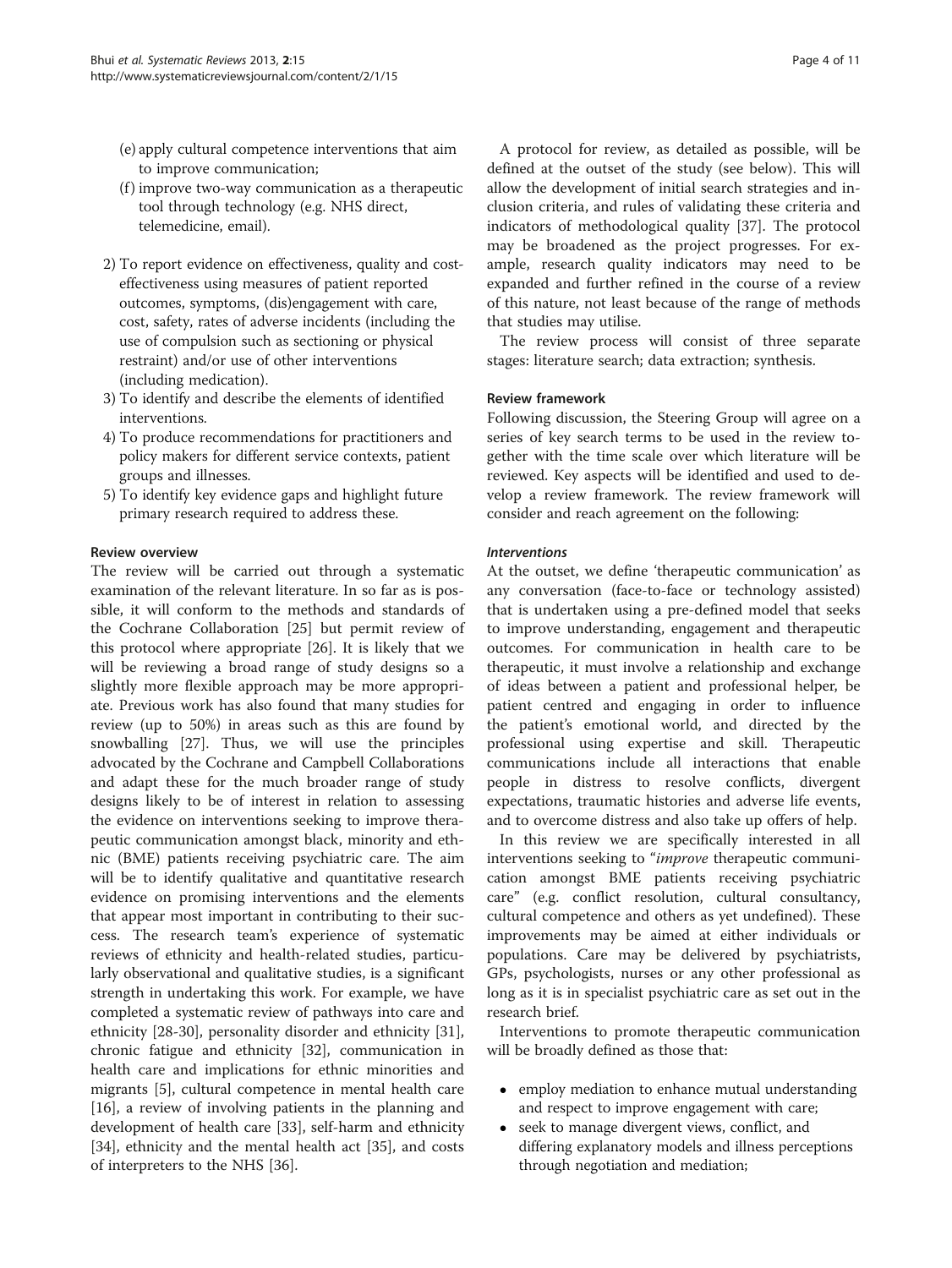(e) apply cultural competence interventions that aim to improve communication;

(f) improve two-way communication as a therapeutic tool through technology (e.g. NHS direct, telemedicine, email).

2) To report evidence on effectiveness, quality and cost-effectiveness using measures of patient reported outcomes, symptoms, (dis)engagement with care, cost, safety, rates of adverse incidents (including the use of compulsion such as sectioning or physical restraint) and/or use of other interventions (including medication).
3) To identify and describe the elements of identified interventions.
4) To produce recommendations for practitioners and policy makers for different service contexts, patient groups and illnesses.
5) To identify key evidence gaps and highlight future primary research required to address these.

### Review overview

The review will be carried out through a systematic examination of the relevant literature. In so far as is possible, it will conform to the methods and standards of the Cochrane Collaboration [25] but permit review of this protocol where appropriate [26]. It is likely that we will be reviewing a broad range of study designs so a slightly more flexible approach may be more appropriate. Previous work has also found that many studies for review (up to 50%) in areas such as this are found by snowballing [27]. Thus, we will use the principles advocated by the Cochrane and Campbell Collaborations and adapt these for the much broader range of study designs likely to be of interest in relation to assessing the evidence on interventions seeking to improve therapeutic communication amongst black, minority and ethnic (BME) patients receiving psychiatric care. The aim will be to identify qualitative and quantitative research evidence on promising interventions and the elements that appear most important in contributing to their success. The research team's experience of systematic reviews of ethnicity and health-related studies, particularly observational and qualitative studies, is a significant strength in undertaking this work. For example, we have completed a systematic review of pathways into care and ethnicity [28-30], personality disorder and ethnicity [31], chronic fatigue and ethnicity [32], communication in health care and implications for ethnic minorities and migrants [5], cultural competence in mental health care [16], a review of involving patients in the planning and development of health care [33], self-harm and ethnicity [34], ethnicity and the mental health act [35], and costs of interpreters to the NHS [36].

A protocol for review, as detailed as possible, will be defined at the outset of the study (see below). This will allow the development of initial search strategies and inclusion criteria, and rules of validating these criteria and indicators of methodological quality [37]. The protocol may be broadened as the project progresses. For example, research quality indicators may need to be expanded and further refined in the course of a review of this nature, not least because of the range of methods that studies may utilise.

The review process will consist of three separate stages: literature search; data extraction; synthesis.

### Review framework

Following discussion, the Steering Group will agree on a series of key search terms to be used in the review together with the time scale over which literature will be reviewed. Key aspects will be identified and used to develop a review framework. The review framework will consider and reach agreement on the following:

#### *Interventions*

At the outset, we define 'therapeutic communication' as any conversation (face-to-face or technology assisted) that is undertaken using a pre-defined model that seeks to improve understanding, engagement and therapeutic outcomes. For communication in health care to be therapeutic, it must involve a relationship and exchange of ideas between a patient and professional helper, be patient centred and engaging in order to influence the patient's emotional world, and directed by the professional using expertise and skill. Therapeutic communications include all interactions that enable people in distress to resolve conflicts, divergent expectations, traumatic histories and adverse life events, and to overcome distress and also take up offers of help.

In this review we are specifically interested in all interventions seeking to "*improve* therapeutic communication amongst BME patients receiving psychiatric care" (e.g. conflict resolution, cultural consultancy, cultural competence and others as yet undefined). These improvements may be aimed at either individuals or populations. Care may be delivered by psychiatrists, GPs, psychologists, nurses or any other professional as long as it is in specialist psychiatric care as set out in the research brief.

Interventions to promote therapeutic communication will be broadly defined as those that:

- employ mediation to enhance mutual understanding and respect to improve engagement with care;
- seek to manage divergent views, conflict, and differing explanatory models and illness perceptions through negotiation and mediation;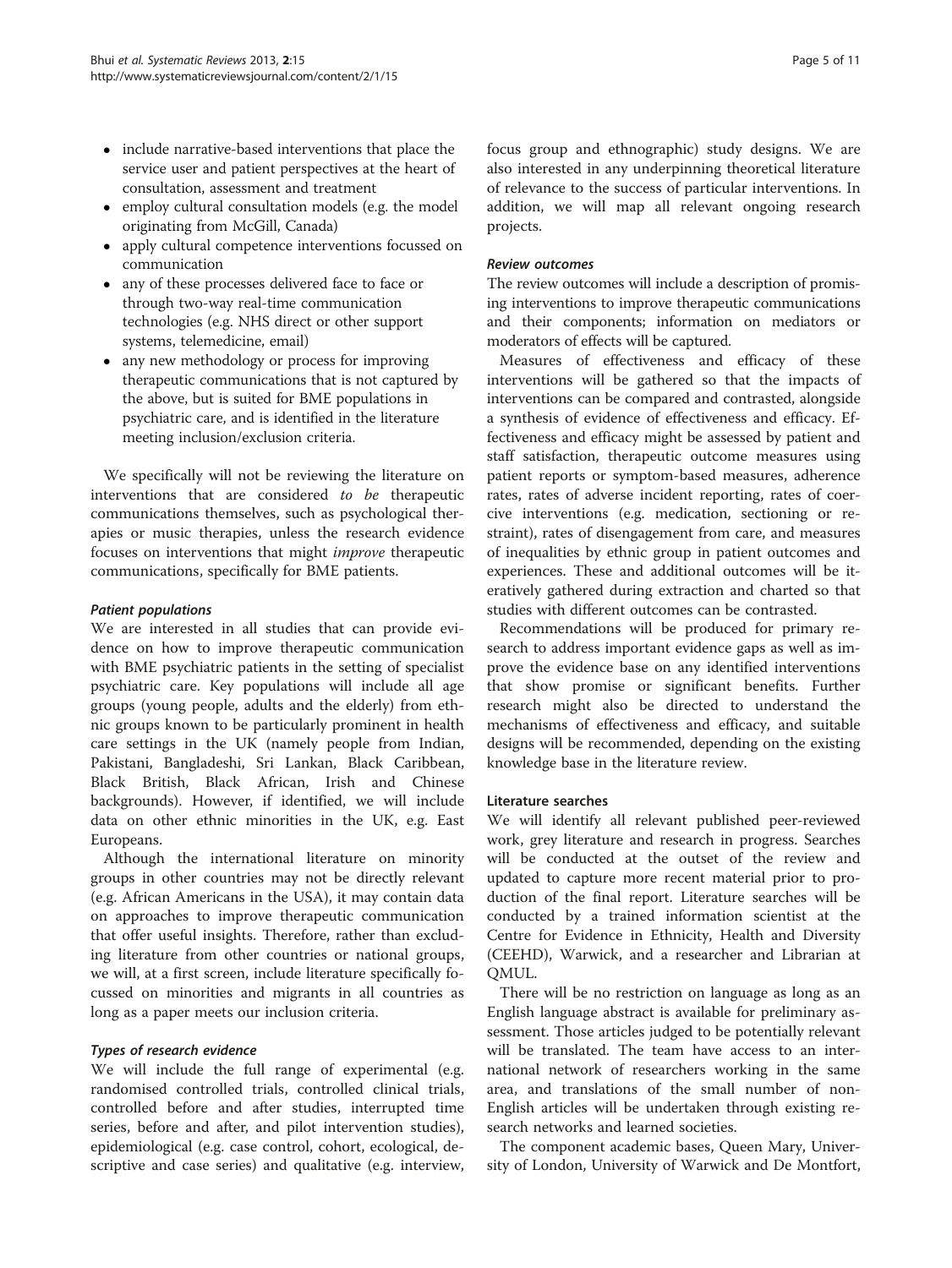- include narrative-based interventions that place the service user and patient perspectives at the heart of consultation, assessment and treatment
- employ cultural consultation models (e.g. the model originating from McGill, Canada)
- apply cultural competence interventions focussed on communication
- any of these processes delivered face to face or through two-way real-time communication technologies (e.g. NHS direct or other support systems, telemedicine, email)
- any new methodology or process for improving therapeutic communications that is not captured by the above, but is suited for BME populations in psychiatric care, and is identified in the literature meeting inclusion/exclusion criteria.

We specifically will not be reviewing the literature on interventions that are considered *to be* therapeutic communications themselves, such as psychological therapies or music therapies, unless the research evidence focuses on interventions that might *improve* therapeutic communications, specifically for BME patients.

#### *Patient populations*

We are interested in all studies that can provide evidence on how to improve therapeutic communication with BME psychiatric patients in the setting of specialist psychiatric care. Key populations will include all age groups (young people, adults and the elderly) from ethnic groups known to be particularly prominent in health care settings in the UK (namely people from Indian, Pakistani, Bangladeshi, Sri Lankan, Black Caribbean, Black British, Black African, Irish and Chinese backgrounds). However, if identified, we will include data on other ethnic minorities in the UK, e.g. East Europeans.

Although the international literature on minority groups in other countries may not be directly relevant (e.g. African Americans in the USA), it may contain data on approaches to improve therapeutic communication that offer useful insights. Therefore, rather than excluding literature from other countries or national groups, we will, at a first screen, include literature specifically focussed on minorities and migrants in all countries as long as a paper meets our inclusion criteria.

#### *Types of research evidence*

We will include the full range of experimental (e.g. randomised controlled trials, controlled clinical trials, controlled before and after studies, interrupted time series, before and after, and pilot intervention studies), epidemiological (e.g. case control, cohort, ecological, descriptive and case series) and qualitative (e.g. interview, focus group and ethnographic) study designs. We are also interested in any underpinning theoretical literature of relevance to the success of particular interventions. In addition, we will map all relevant ongoing research projects.

#### *Review outcomes*

The review outcomes will include a description of promising interventions to improve therapeutic communications and their components; information on mediators or moderators of effects will be captured.

Measures of effectiveness and efficacy of these interventions will be gathered so that the impacts of interventions can be compared and contrasted, alongside a synthesis of evidence of effectiveness and efficacy. Effectiveness and efficacy might be assessed by patient and staff satisfaction, therapeutic outcome measures using patient reports or symptom-based measures, adherence rates, rates of adverse incident reporting, rates of coercive interventions (e.g. medication, sectioning or restraint), rates of disengagement from care, and measures of inequalities by ethnic group in patient outcomes and experiences. These and additional outcomes will be iteratively gathered during extraction and charted so that studies with different outcomes can be contrasted.

Recommendations will be produced for primary research to address important evidence gaps as well as improve the evidence base on any identified interventions that show promise or significant benefits. Further research might also be directed to understand the mechanisms of effectiveness and efficacy, and suitable designs will be recommended, depending on the existing knowledge base in the literature review.

### Literature searches

We will identify all relevant published peer-reviewed work, grey literature and research in progress. Searches will be conducted at the outset of the review and updated to capture more recent material prior to production of the final report. Literature searches will be conducted by a trained information scientist at the Centre for Evidence in Ethnicity, Health and Diversity (CEEHD), Warwick, and a researcher and Librarian at QMUL.

There will be no restriction on language as long as an English language abstract is available for preliminary assessment. Those articles judged to be potentially relevant will be translated. The team have access to an international network of researchers working in the same area, and translations of the small number of non-English articles will be undertaken through existing research networks and learned societies.

The component academic bases, Queen Mary, University of London, University of Warwick and De Montfort,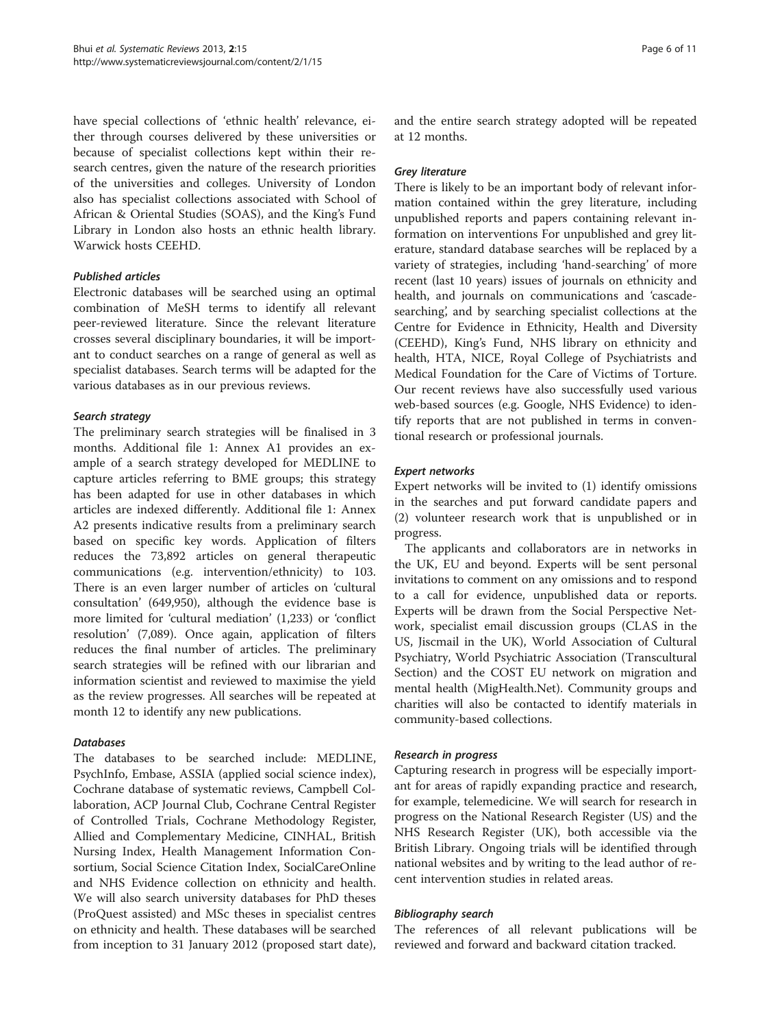have special collections of 'ethnic health' relevance, either through courses delivered by these universities or because of specialist collections kept within their research centres, given the nature of the research priorities of the universities and colleges. University of London also has specialist collections associated with School of African & Oriental Studies (SOAS), and the King's Fund Library in London also hosts an ethnic health library. Warwick hosts CEEHD.

#### *Published articles*

Electronic databases will be searched using an optimal combination of MeSH terms to identify all relevant peer-reviewed literature. Since the relevant literature crosses several disciplinary boundaries, it will be important to conduct searches on a range of general as well as specialist databases. Search terms will be adapted for the various databases as in our previous reviews.

#### *Search strategy*

The preliminary search strategies will be finalised in 3 months. Additional file 1: Annex A1 provides an example of a search strategy developed for MEDLINE to capture articles referring to BME groups; this strategy has been adapted for use in other databases in which articles are indexed differently. Additional file 1: Annex A2 presents indicative results from a preliminary search based on specific key words. Application of filters reduces the 73,892 articles on general therapeutic communications (e.g. intervention/ethnicity) to 103. There is an even larger number of articles on 'cultural consultation' (649,950), although the evidence base is more limited for 'cultural mediation' (1,233) or 'conflict resolution' (7,089). Once again, application of filters reduces the final number of articles. The preliminary search strategies will be refined with our librarian and information scientist and reviewed to maximise the yield as the review progresses. All searches will be repeated at month 12 to identify any new publications.

#### *Databases*

The databases to be searched include: MEDLINE, PsychInfo, Embase, ASSIA (applied social science index), Cochrane database of systematic reviews, Campbell Collaboration, ACP Journal Club, Cochrane Central Register of Controlled Trials, Cochrane Methodology Register, Allied and Complementary Medicine, CINHAL, British Nursing Index, Health Management Information Consortium, Social Science Citation Index, SocialCareOnline and NHS Evidence collection on ethnicity and health. We will also search university databases for PhD theses (ProQuest assisted) and MSc theses in specialist centres on ethnicity and health. These databases will be searched from inception to 31 January 2012 (proposed start date), and the entire search strategy adopted will be repeated at 12 months.

#### *Grey literature*

There is likely to be an important body of relevant information contained within the grey literature, including unpublished reports and papers containing relevant information on interventions For unpublished and grey literature, standard database searches will be replaced by a variety of strategies, including 'hand-searching' of more recent (last 10 years) issues of journals on ethnicity and health, and journals on communications and 'cascade-searching', and by searching specialist collections at the Centre for Evidence in Ethnicity, Health and Diversity (CEEHD), King's Fund, NHS library on ethnicity and health, HTA, NICE, Royal College of Psychiatrists and Medical Foundation for the Care of Victims of Torture. Our recent reviews have also successfully used various web-based sources (e.g. Google, NHS Evidence) to identify reports that are not published in terms in conventional research or professional journals.

#### *Expert networks*

Expert networks will be invited to (1) identify omissions in the searches and put forward candidate papers and (2) volunteer research work that is unpublished or in progress.

The applicants and collaborators are in networks in the UK, EU and beyond. Experts will be sent personal invitations to comment on any omissions and to respond to a call for evidence, unpublished data or reports. Experts will be drawn from the Social Perspective Network, specialist email discussion groups (CLAS in the US, Jiscmail in the UK), World Association of Cultural Psychiatry, World Psychiatric Association (Transcultural Section) and the COST EU network on migration and mental health (MigHealth.Net). Community groups and charities will also be contacted to identify materials in community-based collections.

#### *Research in progress*

Capturing research in progress will be especially important for areas of rapidly expanding practice and research, for example, telemedicine. We will search for research in progress on the National Research Register (US) and the NHS Research Register (UK), both accessible via the British Library. Ongoing trials will be identified through national websites and by writing to the lead author of recent intervention studies in related areas.

#### *Bibliography search*

The references of all relevant publications will be reviewed and forward and backward citation tracked.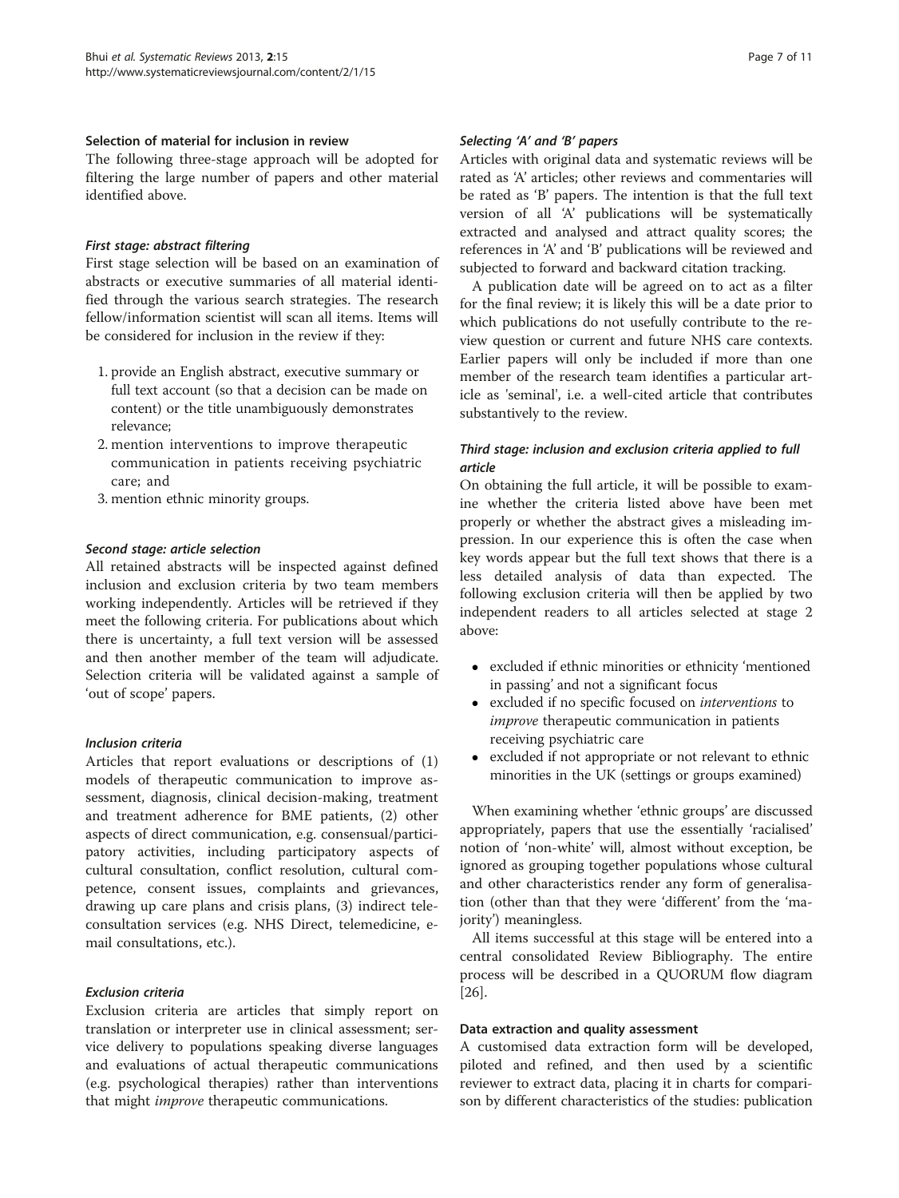### Selection of material for inclusion in review

The following three-stage approach will be adopted for filtering the large number of papers and other material identified above.

#### First stage: abstract filtering

First stage selection will be based on an examination of abstracts or executive summaries of all material identified through the various search strategies. The research fellow/information scientist will scan all items. Items will be considered for inclusion in the review if they:

1. provide an English abstract, executive summary or full text account (so that a decision can be made on content) or the title unambiguously demonstrates relevance;
2. mention interventions to improve therapeutic communication in patients receiving psychiatric care; and
3. mention ethnic minority groups.

#### Second stage: article selection

All retained abstracts will be inspected against defined inclusion and exclusion criteria by two team members working independently. Articles will be retrieved if they meet the following criteria. For publications about which there is uncertainty, a full text version will be assessed and then another member of the team will adjudicate. Selection criteria will be validated against a sample of 'out of scope' papers.

#### Inclusion criteria

Articles that report evaluations or descriptions of (1) models of therapeutic communication to improve assessment, diagnosis, clinical decision-making, treatment and treatment adherence for BME patients, (2) other aspects of direct communication, e.g. consensual/participatory activities, including participatory aspects of cultural consultation, conflict resolution, cultural competence, consent issues, complaints and grievances, drawing up care plans and crisis plans, (3) indirect teleconsultation services (e.g. NHS Direct, telemedicine, e-mail consultations, etc.).

#### Exclusion criteria

Exclusion criteria are articles that simply report on translation or interpreter use in clinical assessment; service delivery to populations speaking diverse languages and evaluations of actual therapeutic communications (e.g. psychological therapies) rather than interventions that might *improve* therapeutic communications.

#### Selecting 'A' and 'B' papers

Articles with original data and systematic reviews will be rated as 'A' articles; other reviews and commentaries will be rated as 'B' papers. The intention is that the full text version of all 'A' publications will be systematically extracted and analysed and attract quality scores; the references in 'A' and 'B' publications will be reviewed and subjected to forward and backward citation tracking.

A publication date will be agreed on to act as a filter for the final review; it is likely this will be a date prior to which publications do not usefully contribute to the review question or current and future NHS care contexts. Earlier papers will only be included if more than one member of the research team identifies a particular article as 'seminal', i.e. a well-cited article that contributes substantively to the review.

#### Third stage: inclusion and exclusion criteria applied to full article

On obtaining the full article, it will be possible to examine whether the criteria listed above have been met properly or whether the abstract gives a misleading impression. In our experience this is often the case when key words appear but the full text shows that there is a less detailed analysis of data than expected. The following exclusion criteria will then be applied by two independent readers to all articles selected at stage 2 above:

- excluded if ethnic minorities or ethnicity 'mentioned in passing' and not a significant focus
- excluded if no specific focused on *interventions* to *improve* therapeutic communication in patients receiving psychiatric care
- excluded if not appropriate or not relevant to ethnic minorities in the UK (settings or groups examined)

When examining whether 'ethnic groups' are discussed appropriately, papers that use the essentially 'racialised' notion of 'non-white' will, almost without exception, be ignored as grouping together populations whose cultural and other characteristics render any form of generalisation (other than that they were 'different' from the 'majority') meaningless.

All items successful at this stage will be entered into a central consolidated Review Bibliography. The entire process will be described in a QUORUM flow diagram [26].

### Data extraction and quality assessment

A customised data extraction form will be developed, piloted and refined, and then used by a scientific reviewer to extract data, placing it in charts for comparison by different characteristics of the studies: publication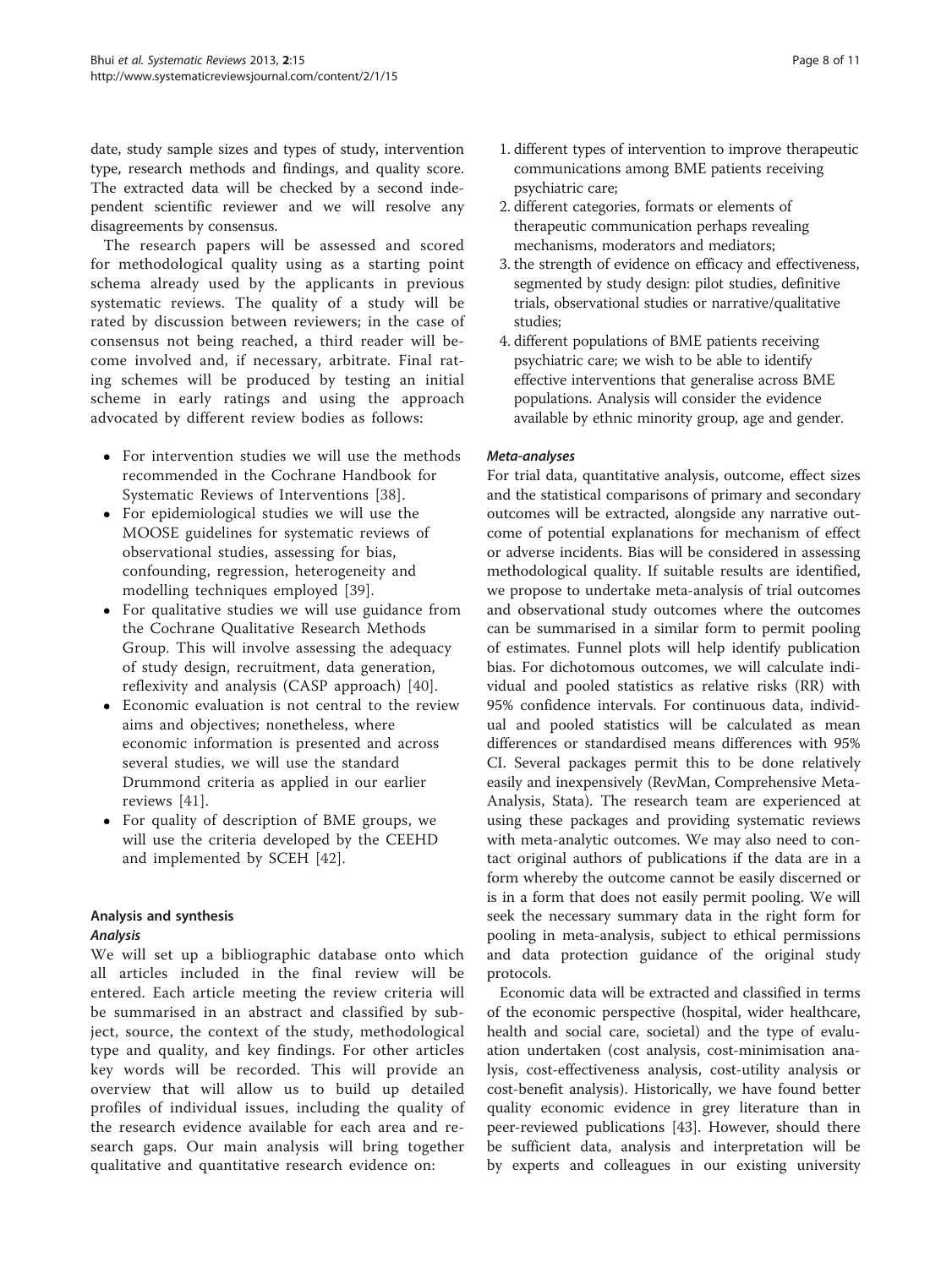date, study sample sizes and types of study, intervention type, research methods and findings, and quality score. The extracted data will be checked by a second independent scientific reviewer and we will resolve any disagreements by consensus.

The research papers will be assessed and scored for methodological quality using as a starting point schema already used by the applicants in previous systematic reviews. The quality of a study will be rated by discussion between reviewers; in the case of consensus not being reached, a third reader will become involved and, if necessary, arbitrate. Final rating schemes will be produced by testing an initial scheme in early ratings and using the approach advocated by different review bodies as follows:

- For intervention studies we will use the methods recommended in the Cochrane Handbook for Systematic Reviews of Interventions [38].
- For epidemiological studies we will use the MOOSE guidelines for systematic reviews of observational studies, assessing for bias, confounding, regression, heterogeneity and modelling techniques employed [39].
- For qualitative studies we will use guidance from the Cochrane Qualitative Research Methods Group. This will involve assessing the adequacy of study design, recruitment, data generation, reflexivity and analysis (CASP approach) [40].
- Economic evaluation is not central to the review aims and objectives; nonetheless, where economic information is presented and across several studies, we will use the standard Drummond criteria as applied in our earlier reviews [41].
- For quality of description of BME groups, we will use the criteria developed by the CEEHD and implemented by SCEH [42].

## Analysis and synthesis

### *Analysis*

We will set up a bibliographic database onto which all articles included in the final review will be entered. Each article meeting the review criteria will be summarised in an abstract and classified by subject, source, the context of the study, methodological type and quality, and key findings. For other articles key words will be recorded. This will provide an overview that will allow us to build up detailed profiles of individual issues, including the quality of the research evidence available for each area and research gaps. Our main analysis will bring together qualitative and quantitative research evidence on:

1. different types of intervention to improve therapeutic communications among BME patients receiving psychiatric care;
2. different categories, formats or elements of therapeutic communication perhaps revealing mechanisms, moderators and mediators;
3. the strength of evidence on efficacy and effectiveness, segmented by study design: pilot studies, definitive trials, observational studies or narrative/qualitative studies;
4. different populations of BME patients receiving psychiatric care; we wish to be able to identify effective interventions that generalise across BME populations. Analysis will consider the evidence available by ethnic minority group, age and gender.

### *Meta-analyses*

For trial data, quantitative analysis, outcome, effect sizes and the statistical comparisons of primary and secondary outcomes will be extracted, alongside any narrative outcome of potential explanations for mechanism of effect or adverse incidents. Bias will be considered in assessing methodological quality. If suitable results are identified, we propose to undertake meta-analysis of trial outcomes and observational study outcomes where the outcomes can be summarised in a similar form to permit pooling of estimates. Funnel plots will help identify publication bias. For dichotomous outcomes, we will calculate individual and pooled statistics as relative risks (RR) with 95% confidence intervals. For continuous data, individual and pooled statistics will be calculated as mean differences or standardised means differences with 95% CI. Several packages permit this to be done relatively easily and inexpensively (RevMan, Comprehensive Meta-Analysis, Stata). The research team are experienced at using these packages and providing systematic reviews with meta-analytic outcomes. We may also need to contact original authors of publications if the data are in a form whereby the outcome cannot be easily discerned or is in a form that does not easily permit pooling. We will seek the necessary summary data in the right form for pooling in meta-analysis, subject to ethical permissions and data protection guidance of the original study protocols.

Economic data will be extracted and classified in terms of the economic perspective (hospital, wider healthcare, health and social care, societal) and the type of evaluation undertaken (cost analysis, cost-minimisation analysis, cost-effectiveness analysis, cost-utility analysis or cost-benefit analysis). Historically, we have found better quality economic evidence in grey literature than in peer-reviewed publications [43]. However, should there be sufficient data, analysis and interpretation will be by experts and colleagues in our existing university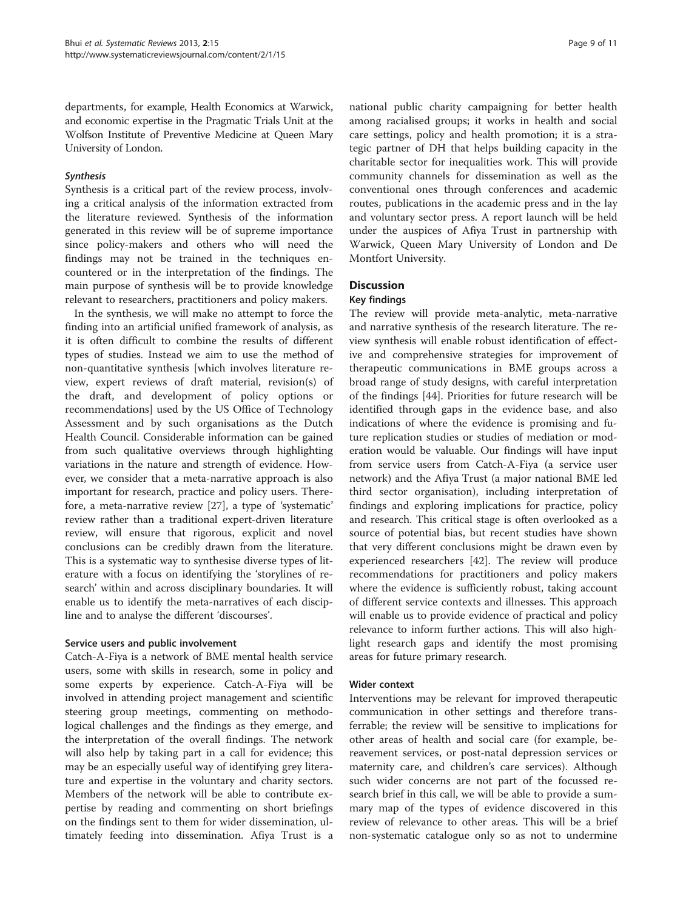departments, for example, Health Economics at Warwick, and economic expertise in the Pragmatic Trials Unit at the Wolfson Institute of Preventive Medicine at Queen Mary University of London.

#### *Synthesis*

Synthesis is a critical part of the review process, involving a critical analysis of the information extracted from the literature reviewed. Synthesis of the information generated in this review will be of supreme importance since policy-makers and others who will need the findings may not be trained in the techniques encountered or in the interpretation of the findings. The main purpose of synthesis will be to provide knowledge relevant to researchers, practitioners and policy makers.

In the synthesis, we will make no attempt to force the finding into an artificial unified framework of analysis, as it is often difficult to combine the results of different types of studies. Instead we aim to use the method of non-quantitative synthesis [which involves literature review, expert reviews of draft material, revision(s) of the draft, and development of policy options or recommendations] used by the US Office of Technology Assessment and by such organisations as the Dutch Health Council. Considerable information can be gained from such qualitative overviews through highlighting variations in the nature and strength of evidence. However, we consider that a meta-narrative approach is also important for research, practice and policy users. Therefore, a meta-narrative review [27], a type of 'systematic' review rather than a traditional expert-driven literature review, will ensure that rigorous, explicit and novel conclusions can be credibly drawn from the literature. This is a systematic way to synthesise diverse types of literature with a focus on identifying the 'storylines of research' within and across disciplinary boundaries. It will enable us to identify the meta-narratives of each discipline and to analyse the different 'discourses'.

#### Service users and public involvement

Catch-A-Fiya is a network of BME mental health service users, some with skills in research, some in policy and some experts by experience. Catch-A-Fiya will be involved in attending project management and scientific steering group meetings, commenting on methodological challenges and the findings as they emerge, and the interpretation of the overall findings. The network will also help by taking part in a call for evidence; this may be an especially useful way of identifying grey literature and expertise in the voluntary and charity sectors. Members of the network will be able to contribute expertise by reading and commenting on short briefings on the findings sent to them for wider dissemination, ultimately feeding into dissemination. Afiya Trust is a national public charity campaigning for better health among racialised groups; it works in health and social care settings, policy and health promotion; it is a strategic partner of DH that helps building capacity in the charitable sector for inequalities work. This will provide community channels for dissemination as well as the conventional ones through conferences and academic routes, publications in the academic press and in the lay and voluntary sector press. A report launch will be held under the auspices of Afiya Trust in partnership with Warwick, Queen Mary University of London and De Montfort University.

## Discussion

### Key findings

The review will provide meta-analytic, meta-narrative and narrative synthesis of the research literature. The review synthesis will enable robust identification of effective and comprehensive strategies for improvement of therapeutic communications in BME groups across a broad range of study designs, with careful interpretation of the findings [44]. Priorities for future research will be identified through gaps in the evidence base, and also indications of where the evidence is promising and future replication studies or studies of mediation or moderation would be valuable. Our findings will have input from service users from Catch-A-Fiya (a service user network) and the Afiya Trust (a major national BME led third sector organisation), including interpretation of findings and exploring implications for practice, policy and research. This critical stage is often overlooked as a source of potential bias, but recent studies have shown that very different conclusions might be drawn even by experienced researchers [42]. The review will produce recommendations for practitioners and policy makers where the evidence is sufficiently robust, taking account of different service contexts and illnesses. This approach will enable us to provide evidence of practical and policy relevance to inform further actions. This will also highlight research gaps and identify the most promising areas for future primary research.

### Wider context

Interventions may be relevant for improved therapeutic communication in other settings and therefore transferrable; the review will be sensitive to implications for other areas of health and social care (for example, bereavement services, or post-natal depression services or maternity care, and children's care services). Although such wider concerns are not part of the focussed research brief in this call, we will be able to provide a summary map of the types of evidence discovered in this review of relevance to other areas. This will be a brief non-systematic catalogue only so as not to undermine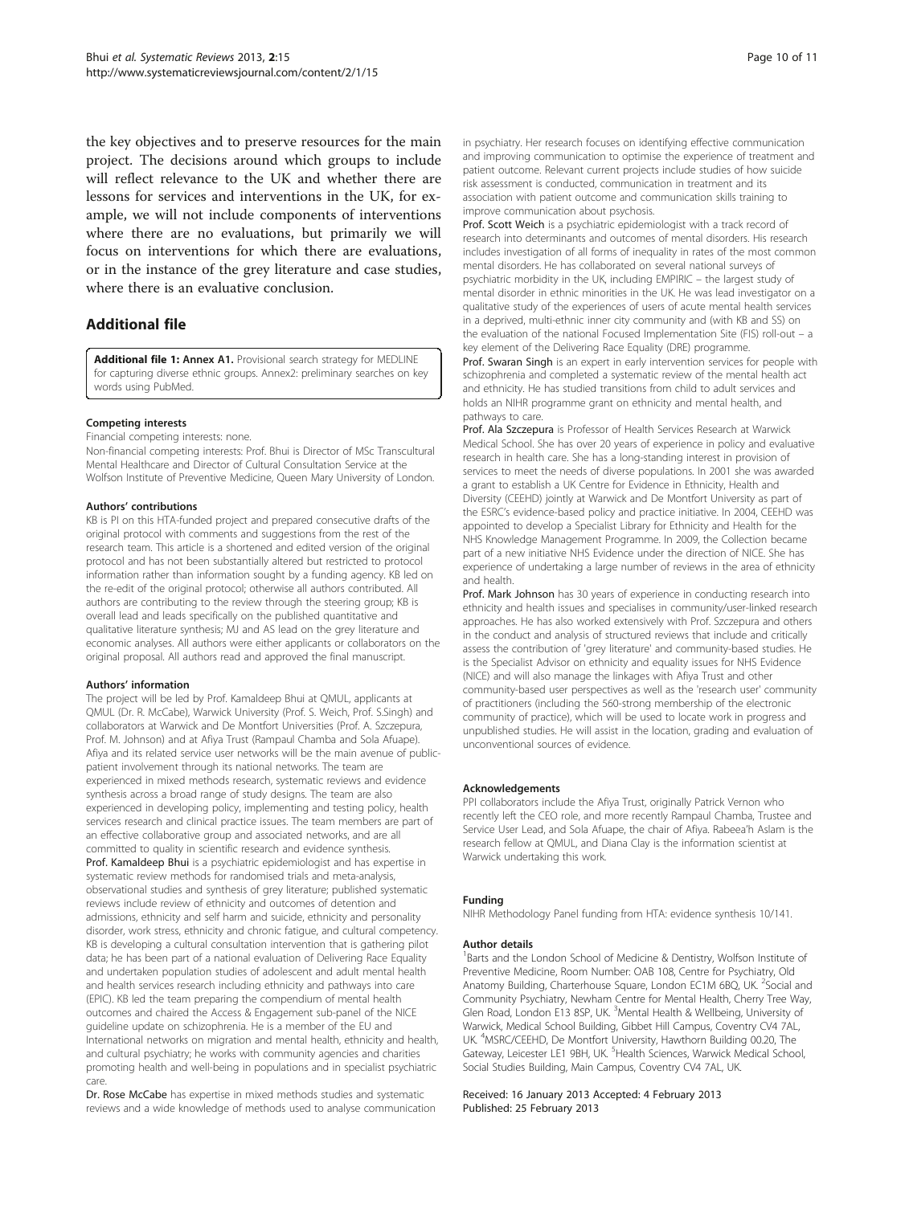the key objectives and to preserve resources for the main project. The decisions around which groups to include will reflect relevance to the UK and whether there are lessons for services and interventions in the UK, for example, we will not include components of interventions where there are no evaluations, but primarily we will focus on interventions for which there are evaluations, or in the instance of the grey literature and case studies, where there is an evaluative conclusion.

## Additional file

**Additional file 1: Annex A1.** Provisional search strategy for MEDLINE for capturing diverse ethnic groups. Annex2: preliminary searches on key words using PubMed.

#### Competing interests

Financial competing interests: none.

Non-financial competing interests: Prof. Bhui is Director of MSc Transcultural Mental Healthcare and Director of Cultural Consultation Service at the Wolfson Institute of Preventive Medicine, Queen Mary University of London.

#### Authors' contributions

KB is PI on this HTA-funded project and prepared consecutive drafts of the original protocol with comments and suggestions from the rest of the research team. This article is a shortened and edited version of the original protocol and has not been substantially altered but restricted to protocol information rather than information sought by a funding agency. KB led on the re-edit of the original protocol; otherwise all authors contributed. All authors are contributing to the review through the steering group; KB is overall lead and leads specifically on the published quantitative and qualitative literature synthesis; MJ and AS lead on the grey literature and economic analyses. All authors were either applicants or collaborators on the original proposal. All authors read and approved the final manuscript.

#### Authors' information

The project will be led by Prof. Kamaldeep Bhui at QMUL, applicants at QMUL (Dr. R. McCabe), Warwick University (Prof. S. Weich, Prof. S.Singh) and collaborators at Warwick and De Montfort Universities (Prof. A. Szczepura, Prof. M. Johnson) and at Afiya Trust (Rampaul Chamba and Sola Afuape). Afiya and its related service user networks will be the main avenue of public-patient involvement through its national networks. The team are experienced in mixed methods research, systematic reviews and evidence synthesis across a broad range of study designs. The team are also experienced in developing policy, implementing and testing policy, health services research and clinical practice issues. The team members are part of an effective collaborative group and associated networks, and are all committed to quality in scientific research and evidence synthesis.

**Prof. Kamaldeep Bhui** is a psychiatric epidemiologist and has expertise in systematic review methods for randomised trials and meta-analysis, observational studies and synthesis of grey literature; published systematic reviews include review of ethnicity and outcomes of detention and admissions, ethnicity and self harm and suicide, ethnicity and personality disorder, work stress, ethnicity and chronic fatigue, and cultural competency. KB is developing a cultural consultation intervention that is gathering pilot data; he has been part of a national evaluation of Delivering Race Equality and undertaken population studies of adolescent and adult mental health and health services research including ethnicity and pathways into care (EPIC). KB led the team preparing the compendium of mental health outcomes and chaired the Access & Engagement sub-panel of the NICE guideline update on schizophrenia. He is a member of the EU and International networks on migration and mental health, ethnicity and health, and cultural psychiatry; he works with community agencies and charities promoting health and well-being in populations and in specialist psychiatric care.

**Dr. Rose McCabe** has expertise in mixed methods studies and systematic reviews and a wide knowledge of methods used to analyse communication in psychiatry. Her research focuses on identifying effective communication and improving communication to optimise the experience of treatment and patient outcome. Relevant current projects include studies of how suicide risk assessment is conducted, communication in treatment and its association with patient outcome and communication skills training to improve communication about psychosis.

**Prof. Scott Weich** is a psychiatric epidemiologist with a track record of research into determinants and outcomes of mental disorders. His research includes investigation of all forms of inequality in rates of the most common mental disorders. He has collaborated on several national surveys of psychiatric morbidity in the UK, including EMPIRIC – the largest study of mental disorder in ethnic minorities in the UK. He was lead investigator on a qualitative study of the experiences of users of acute mental health services in a deprived, multi-ethnic inner city community and (with KB and SS) on the evaluation of the national Focused Implementation Site (FIS) roll-out – a key element of the Delivering Race Equality (DRE) programme.

**Prof. Swaran Singh** is an expert in early intervention services for people with schizophrenia and completed a systematic review of the mental health act and ethnicity. He has studied transitions from child to adult services and holds an NIHR programme grant on ethnicity and mental health, and pathways to care.

**Prof. Ala Szczepura** is Professor of Health Services Research at Warwick Medical School. She has over 20 years of experience in policy and evaluative research in health care. She has a long-standing interest in provision of services to meet the needs of diverse populations. In 2001 she was awarded a grant to establish a UK Centre for Evidence in Ethnicity, Health and Diversity (CEEHD) jointly at Warwick and De Montfort University as part of the ESRC's evidence-based policy and practice initiative. In 2004, CEEHD was appointed to develop a Specialist Library for Ethnicity and Health for the NHS Knowledge Management Programme. In 2009, the Collection became part of a new initiative NHS Evidence under the direction of NICE. She has experience of undertaking a large number of reviews in the area of ethnicity and health.

**Prof. Mark Johnson** has 30 years of experience in conducting research into ethnicity and health issues and specialises in community/user-linked research approaches. He has also worked extensively with Prof. Szczepura and others in the conduct and analysis of structured reviews that include and critically assess the contribution of 'grey literature' and community-based studies. He is the Specialist Advisor on ethnicity and equality issues for NHS Evidence (NICE) and will also manage the linkages with Afiya Trust and other community-based user perspectives as well as the 'research user' community of practitioners (including the 560-strong membership of the electronic community of practice), which will be used to locate work in progress and unpublished studies. He will assist in the location, grading and evaluation of unconventional sources of evidence.

#### Acknowledgements

PPI collaborators include the Afiya Trust, originally Patrick Vernon who recently left the CEO role, and more recently Rampaul Chamba, Trustee and Service User Lead, and Sola Afuape, the chair of Afiya. Rabeea'h Aslam is the research fellow at QMUL, and Diana Clay is the information scientist at Warwick undertaking this work.

#### Funding

NIHR Methodology Panel funding from HTA: evidence synthesis 10/141.

#### Author details

[1]Barts and the London School of Medicine & Dentistry, Wolfson Institute of Preventive Medicine, Room Number: OAB 108, Centre for Psychiatry, Old Anatomy Building, Charterhouse Square, London EC1M 6BQ, UK. [2]Social and Community Psychiatry, Newham Centre for Mental Health, Cherry Tree Way, Glen Road, London E13 8SP, UK. [3]Mental Health & Wellbeing, University of Warwick, Medical School Building, Gibbet Hill Campus, Coventry CV4 7AL, UK. [4]MSRC/CEEHD, De Montfort University, Hawthorn Building 00.20, The Gateway, Leicester LE1 9BH, UK. [5]Health Sciences, Warwick Medical School, Social Studies Building, Main Campus, Coventry CV4 7AL, UK.

Received: 16 January 2013 Accepted: 4 February 2013
Published: 25 February 2013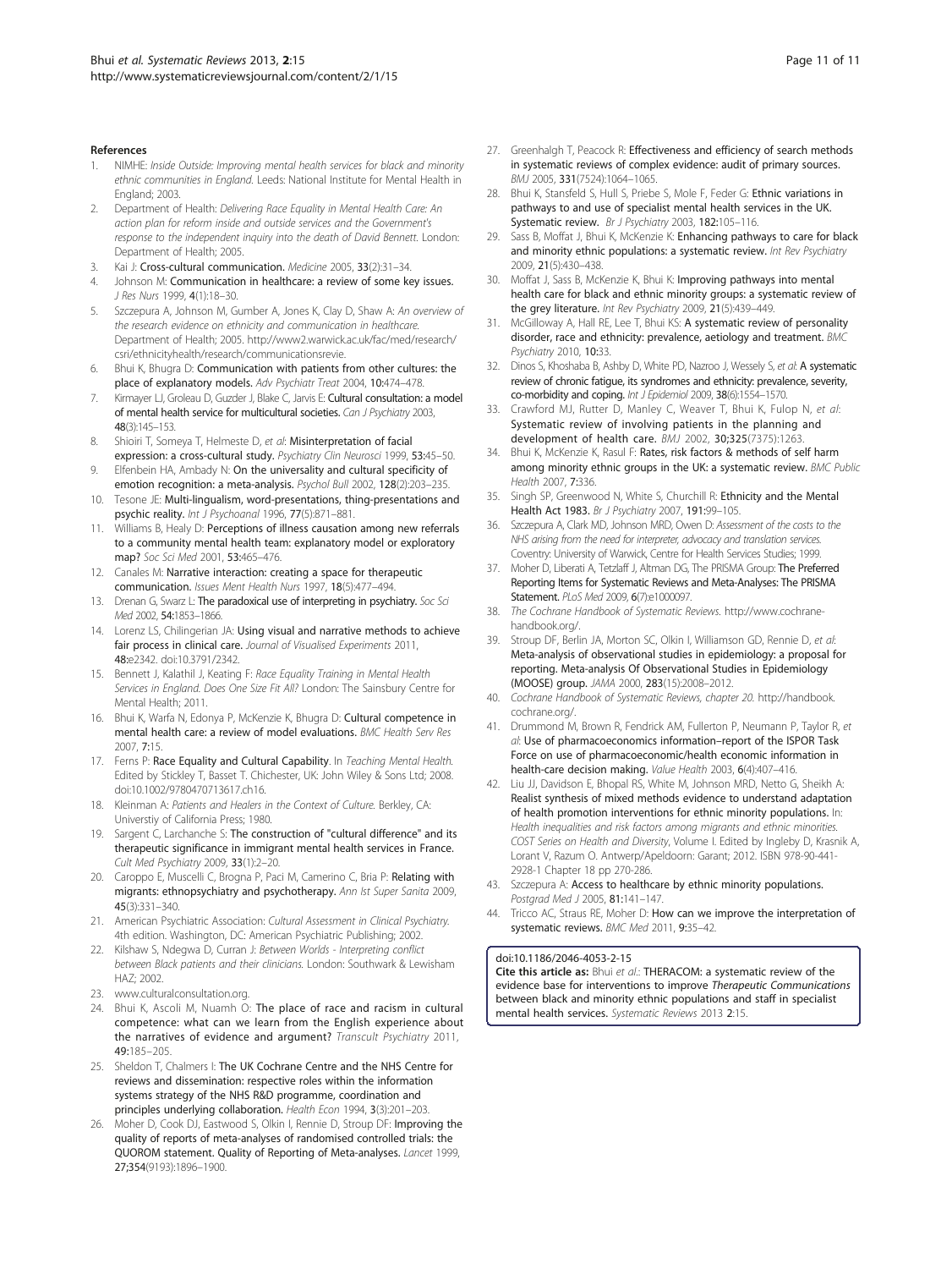## References

1. NIMHE: *Inside Outside: Improving mental health services for black and minority ethnic communities in England.* Leeds: National Institute for Mental Health in England; 2003.
2. Department of Health: *Delivering Race Equality in Mental Health Care: An action plan for reform inside and outside services and the Government's response to the independent inquiry into the death of David Bennett.* London: Department of Health; 2005.
3. Kai J: **Cross-cultural communication.** *Medicine* 2005, **33**(2):31–34.
4. Johnson M: **Communication in healthcare: a review of some key issues.** *J Res Nurs* 1999, **4**(1):18–30.
5. Szczepura A, Johnson M, Gumber A, Jones K, Clay D, Shaw A: *An overview of the research evidence on ethnicity and communication in healthcare.* Department of Health; 2005. http://www2.warwick.ac.uk/fac/med/research/csri/ethnicityhealth/research/communicationsrevie.
6. Bhui K, Bhugra D: **Communication with patients from other cultures: the place of explanatory models.** *Adv Psychiatr Treat* 2004, **10:**474–478.
7. Kirmayer LJ, Groleau D, Guzder J, Blake C, Jarvis E: **Cultural consultation: a model of mental health service for multicultural societies.** *Can J Psychiatry* 2003, **48**(3):145–153.
8. Shioiri T, Someya T, Helmeste D, *et al*: **Misinterpretation of facial expression: a cross-cultural study.** *Psychiatry Clin Neurosci* 1999, **53:**45–50.
9. Elfenbein HA, Ambady N: **On the universality and cultural specificity of emotion recognition: a meta-analysis.** *Psychol Bull* 2002, **128**(2):203–235.
10. Tesone JE: **Multi-lingualism, word-presentations, thing-presentations and psychic reality.** *Int J Psychoanal* 1996, **77**(5):871–881.
11. Williams B, Healy D: **Perceptions of illness causation among new referrals to a community mental health team: explanatory model or exploratory map?** *Soc Sci Med* 2001, **53:**465–476.
12. Canales M: **Narrative interaction: creating a space for therapeutic communication.** *Issues Ment Health Nurs* 1997, **18**(5):477–494.
13. Drenan G, Swarz L: **The paradoxical use of interpreting in psychiatry.** *Soc Sci Med* 2002, **54:**1853–1866.
14. Lorenz LS, Chilingerian JA: **Using visual and narrative methods to achieve fair process in clinical care.** *Journal of Visualised Experiments* 2011, **48:**e2342. doi:10.3791/2342.
15. Bennett J, Kalathil J, Keating F: *Race Equality Training in Mental Health Services in England. Does One Size Fit All?* London: The Sainsbury Centre for Mental Health; 2011.
16. Bhui K, Warfa N, Edonya P, McKenzie K, Bhugra D: **Cultural competence in mental health care: a review of model evaluations.** *BMC Health Serv Res* 2007, **7:**15.
17. Ferns P: **Race Equality and Cultural Capability**. In *Teaching Mental Health.* Edited by Stickley T, Basset T. Chichester, UK: John Wiley & Sons Ltd; 2008. doi:10.1002/9780470713617.ch16.
18. Kleinman A: *Patients and Healers in the Context of Culture.* Berkley, CA: Universtiy of California Press; 1980.
19. Sargent C, Larchanche S: **The construction of "cultural difference" and its therapeutic significance in immigrant mental health services in France.** *Cult Med Psychiatry* 2009, **33**(1):2–20.
20. Caroppo E, Muscelli C, Brogna P, Paci M, Camerino C, Bria P: **Relating with migrants: ethnopsychiatry and psychotherapy.** *Ann Ist Super Sanita* 2009, **45**(3):331–340.
21. American Psychiatric Association: *Cultural Assessment in Clinical Psychiatry.* 4th edition. Washington, DC: American Psychiatric Publishing; 2002.
22. Kilshaw S, Ndegwa D, Curran J: *Between Worlds - Interpreting conflict between Black patients and their clinicians.* London: Southwark & Lewisham HAZ; 2002.
23. www.culturalconsultation.org.
24. Bhui K, Ascoli M, Nuamh O: **The place of race and racism in cultural competence: what can we learn from the English experience about the narratives of evidence and argument?** *Transcult Psychiatry* 2011, **49:**185–205.
25. Sheldon T, Chalmers I: **The UK Cochrane Centre and the NHS Centre for reviews and dissemination: respective roles within the information systems strategy of the NHS R&D programme, coordination and principles underlying collaboration.** *Health Econ* 1994, **3**(3):201–203.
26. Moher D, Cook DJ, Eastwood S, Olkin I, Rennie D, Stroup DF: **Improving the quality of reports of meta-analyses of randomised controlled trials: the QUOROM statement. Quality of Reporting of Meta-analyses.** *Lancet* 1999, **27;354**(9193):1896–1900.
27. Greenhalgh T, Peacock R: **Effectiveness and efficiency of search methods in systematic reviews of complex evidence: audit of primary sources.** *BMJ* 2005, **331**(7524):1064–1065.
28. Bhui K, Stansfeld S, Hull S, Priebe S, Mole F, Feder G: **Ethnic variations in pathways to and use of specialist mental health services in the UK. Systematic review.** *Br J Psychiatry* 2003, **182:**105–116.
29. Sass B, Moffat J, Bhui K, McKenzie K: **Enhancing pathways to care for black and minority ethnic populations: a systematic review.** *Int Rev Psychiatry* 2009, **21**(5):430–438.
30. Moffat J, Sass B, McKenzie K, Bhui K: **Improving pathways into mental health care for black and ethnic minority groups: a systematic review of the grey literature.** *Int Rev Psychiatry* 2009, **21**(5):439–449.
31. McGilloway A, Hall RE, Lee T, Bhui KS: **A systematic review of personality disorder, race and ethnicity: prevalence, aetiology and treatment.** *BMC Psychiatry* 2010, **10:**33.
32. Dinos S, Khoshaba B, Ashby D, White PD, Nazroo J, Wessely S, *et al*: **A systematic review of chronic fatigue, its syndromes and ethnicity: prevalence, severity, co-morbidity and coping.** *Int J Epidemiol* 2009, **38**(6):1554–1570.
33. Crawford MJ, Rutter D, Manley C, Weaver T, Bhui K, Fulop N, *et al*: **Systematic review of involving patients in the planning and development of health care.** *BMJ* 2002, **30;325**(7375):1263.
34. Bhui K, McKenzie K, Rasul F: **Rates, risk factors & methods of self harm among minority ethnic groups in the UK: a systematic review.** *BMC Public Health* 2007, **7:**336.
35. Singh SP, Greenwood N, White S, Churchill R: **Ethnicity and the Mental Health Act 1983.** *Br J Psychiatry* 2007, **191:**99–105.
36. Szczepura A, Clark MD, Johnson MRD, Owen D: *Assessment of the costs to the NHS arising from the need for interpreter, advocacy and translation services.* Coventry: University of Warwick, Centre for Health Services Studies; 1999.
37. Moher D, Liberati A, Tetzlaff J, Altman DG, The PRISMA Group: **The Preferred Reporting Items for Systematic Reviews and Meta-Analyses: The PRISMA Statement.** *PLoS Med* 2009, **6**(7):e1000097.
38. *The Cochrane Handbook of Systematic Reviews.* http://www.cochrane-handbook.org/.
39. Stroup DF, Berlin JA, Morton SC, Olkin I, Williamson GD, Rennie D, *et al*: **Meta-analysis of observational studies in epidemiology: a proposal for reporting. Meta-analysis Of Observational Studies in Epidemiology (MOOSE) group.** *JAMA* 2000, **283**(15):2008–2012.
40. *Cochrane Handbook of Systematic Reviews, chapter 20.* http://handbook.cochrane.org/.
41. Drummond M, Brown R, Fendrick AM, Fullerton P, Neumann P, Taylor R, *et al*: **Use of pharmacoeconomics information–report of the ISPOR Task Force on use of pharmacoeconomic/health economic information in health-care decision making.** *Value Health* 2003, **6**(4):407–416.
42. Liu JJ, Davidson E, Bhopal RS, White M, Johnson MRD, Netto G, Sheikh A: **Realist synthesis of mixed methods evidence to understand adaptation of health promotion interventions for ethnic minority populations.** In: *Health inequalities and risk factors among migrants and ethnic minorities. COST Series on Health and Diversity*, Volume I. Edited by Ingleby D, Krasnik A, Lorant V, Razum O. Antwerp/Apeldoorn: Garant; 2012. ISBN 978-90-441-2928-1 Chapter 18 pp 270-286.
43. Szczepura A: **Access to healthcare by ethnic minority populations.** *Postgrad Med J* 2005, **81:**141–147.
44. Tricco AC, Straus RE, Moher D: **How can we improve the interpretation of systematic reviews.** *BMC Med* 2011, **9:**35–42.

doi:10.1186/2046-4053-2-15

**Cite this article as:** Bhui *et al.*: THERACOM: a systematic review of the evidence base for interventions to improve *Therapeutic Communications* between black and minority ethnic populations and staff in specialist mental health services. *Systematic Reviews* 2013 **2**:15.